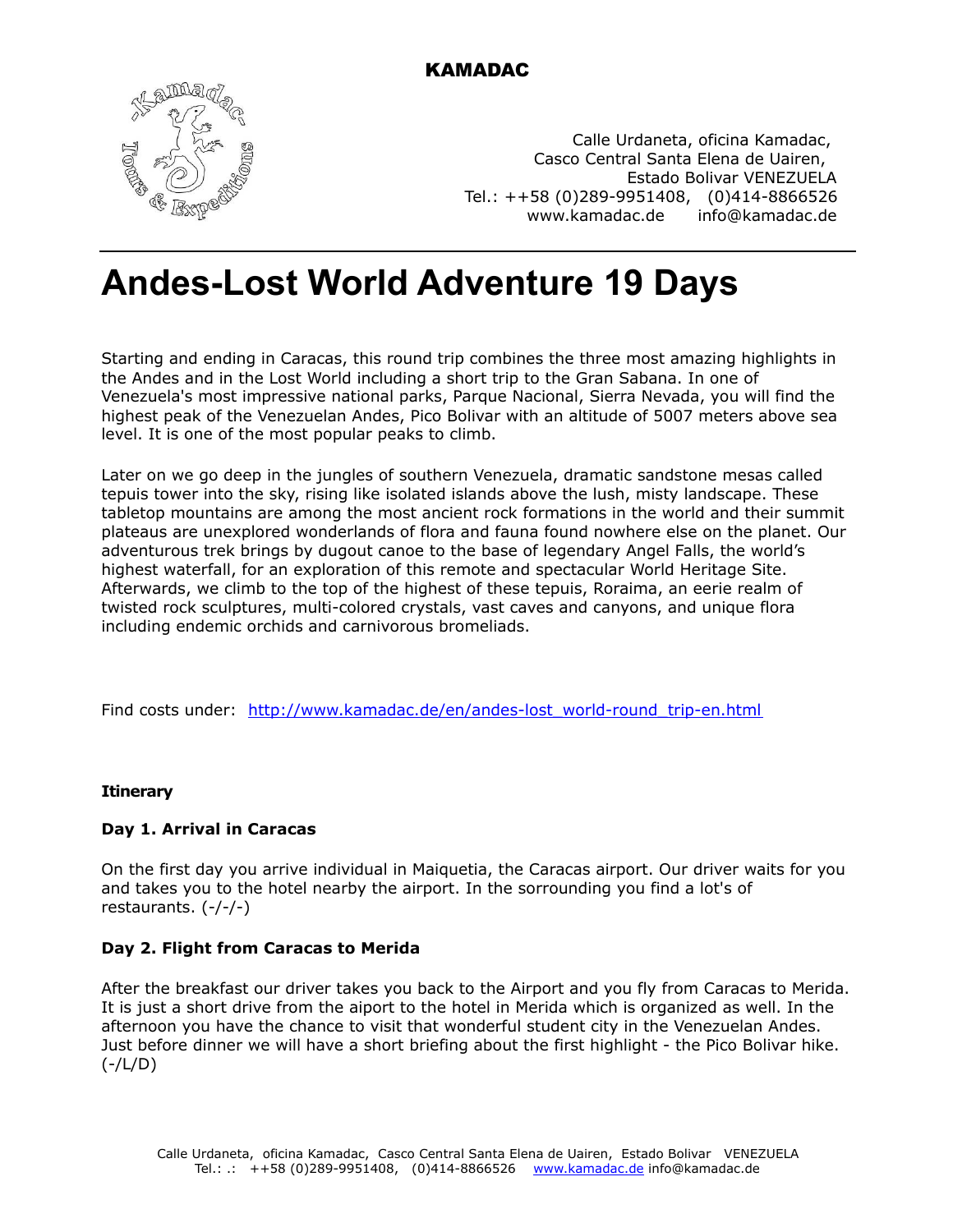# KAMADAC

Calle Urdaneta, oficina Kamadac,
Casco Central Santa Elena de Uairen,
Estado Bolivar VENEZUELA
Tel.: ++58 (0)289-9951408, (0)414-8866526
www.kamadac.de info@kamadac.de

# Andes-Lost World Adventure 19 Days

Starting and ending in Caracas, this round trip combines the three most amazing highlights in the Andes and in the Lost World including a short trip to the Gran Sabana. In one of Venezuela's most impressive national parks, Parque Nacional, Sierra Nevada, you will find the highest peak of the Venezuelan Andes, Pico Bolivar with an altitude of 5007 meters above sea level. It is one of the most popular peaks to climb.

Later on we go deep in the jungles of southern Venezuela, dramatic sandstone mesas called tepuis tower into the sky, rising like isolated islands above the lush, misty landscape. These tabletop mountains are among the most ancient rock formations in the world and their summit plateaus are unexplored wonderlands of flora and fauna found nowhere else on the planet. Our adventurous trek brings by dugout canoe to the base of legendary Angel Falls, the world's highest waterfall, for an exploration of this remote and spectacular World Heritage Site. Afterwards, we climb to the top of the highest of these tepuis, Roraima, an eerie realm of twisted rock sculptures, multi-colored crystals, vast caves and canyons, and unique flora including endemic orchids and carnivorous bromeliads.

Find costs under: http://www.kamadac.de/en/andes-lost_world-round_trip-en.html

**Itinerary**

**Day 1. Arrival in Caracas**

On the first day you arrive individual in Maiquetia, the Caracas airport. Our driver waits for you and takes you to the hotel nearby the airport. In the sorrounding you find a lot's of restaurants. (-/-/-)

**Day 2. Flight from Caracas to Merida**

After the breakfast our driver takes you back to the Airport and you fly from Caracas to Merida. It is just a short drive from the aiport to the hotel in Merida which is organized as well. In the afternoon you have the chance to visit that wonderful student city in the Venezuelan Andes. Just before dinner we will have a short briefing about the first highlight - the Pico Bolivar hike. (-/L/D)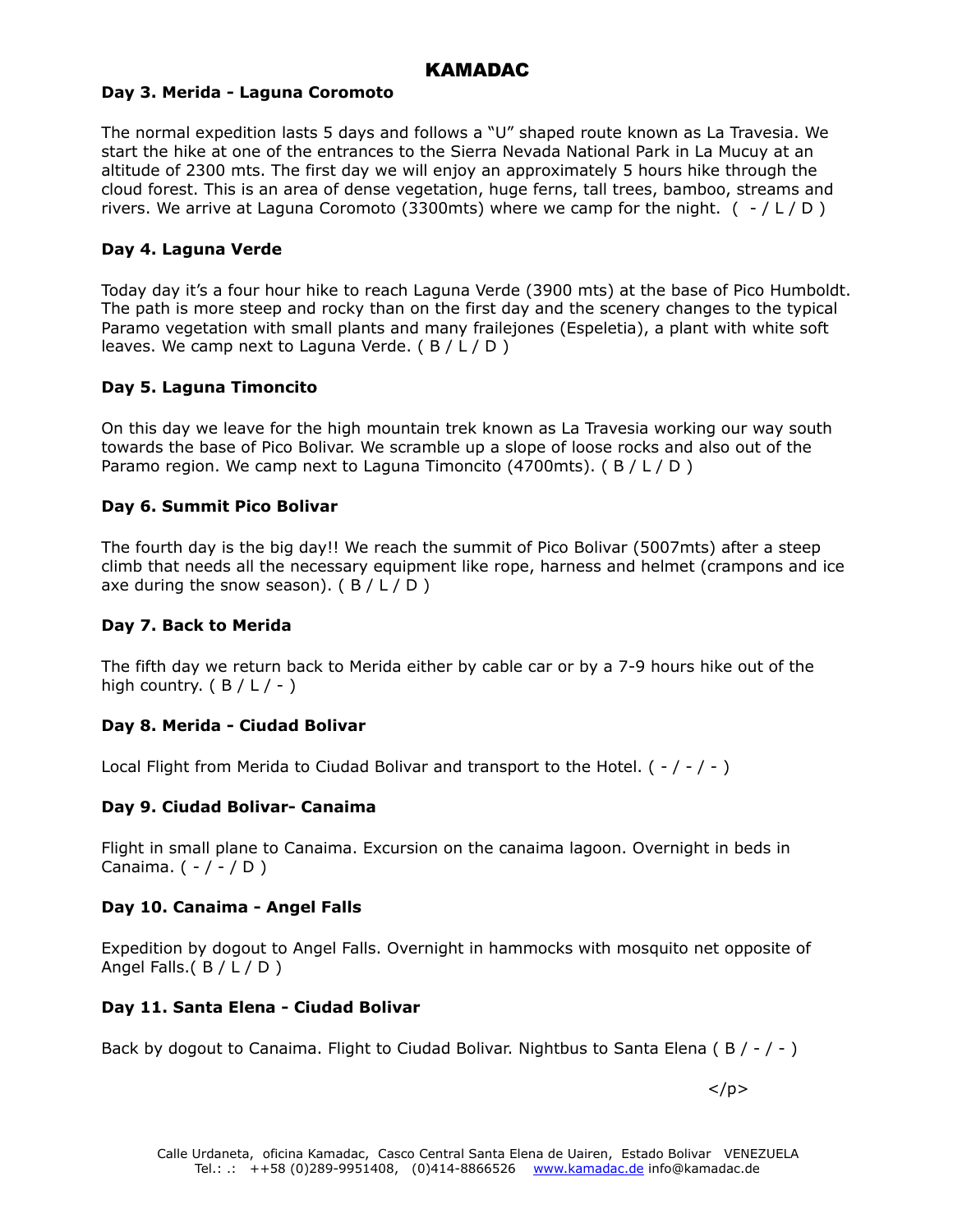# KAMADAC

**Day 3. Merida - Laguna Coromoto**

The normal expedition lasts 5 days and follows a "U" shaped route known as La Travesia. We start the hike at one of the entrances to the Sierra Nevada National Park in La Mucuy at an altitude of 2300 mts. The first day we will enjoy an approximately 5 hours hike through the cloud forest. This is an area of dense vegetation, huge ferns, tall trees, bamboo, streams and rivers. We arrive at Laguna Coromoto (3300mts) where we camp for the night. ( - / L / D )

**Day 4. Laguna Verde**

Today day it's a four hour hike to reach Laguna Verde (3900 mts) at the base of Pico Humboldt. The path is more steep and rocky than on the first day and the scenery changes to the typical Paramo vegetation with small plants and many frailejones (Espeletia), a plant with white soft leaves. We camp next to Laguna Verde. ( B / L / D )

**Day 5. Laguna Timoncito**

On this day we leave for the high mountain trek known as La Travesia working our way south towards the base of Pico Bolivar. We scramble up a slope of loose rocks and also out of the Paramo region. We camp next to Laguna Timoncito (4700mts). ( B / L / D )

**Day 6. Summit Pico Bolivar**

The fourth day is the big day!! We reach the summit of Pico Bolivar (5007mts) after a steep climb that needs all the necessary equipment like rope, harness and helmet (crampons and ice axe during the snow season). ( B / L / D )

**Day 7. Back to Merida**

The fifth day we return back to Merida either by cable car or by a 7-9 hours hike out of the high country. ( B / L / - )

**Day 8. Merida - Ciudad Bolivar**

Local Flight from Merida to Ciudad Bolivar and transport to the Hotel. ( - / - / - )

**Day 9. Ciudad Bolivar- Canaima**

Flight in small plane to Canaima. Excursion on the canaima lagoon. Overnight in beds in Canaima. ( - / - / D )

**Day 10. Canaima - Angel Falls**

Expedition by dogout to Angel Falls. Overnight in hammocks with mosquito net opposite of Angel Falls.( B / L / D )

**Day 11. Santa Elena - Ciudad Bolivar**

Back by dogout to Canaima. Flight to Ciudad Bolivar. Nightbus to Santa Elena ( B / - / - )

</p>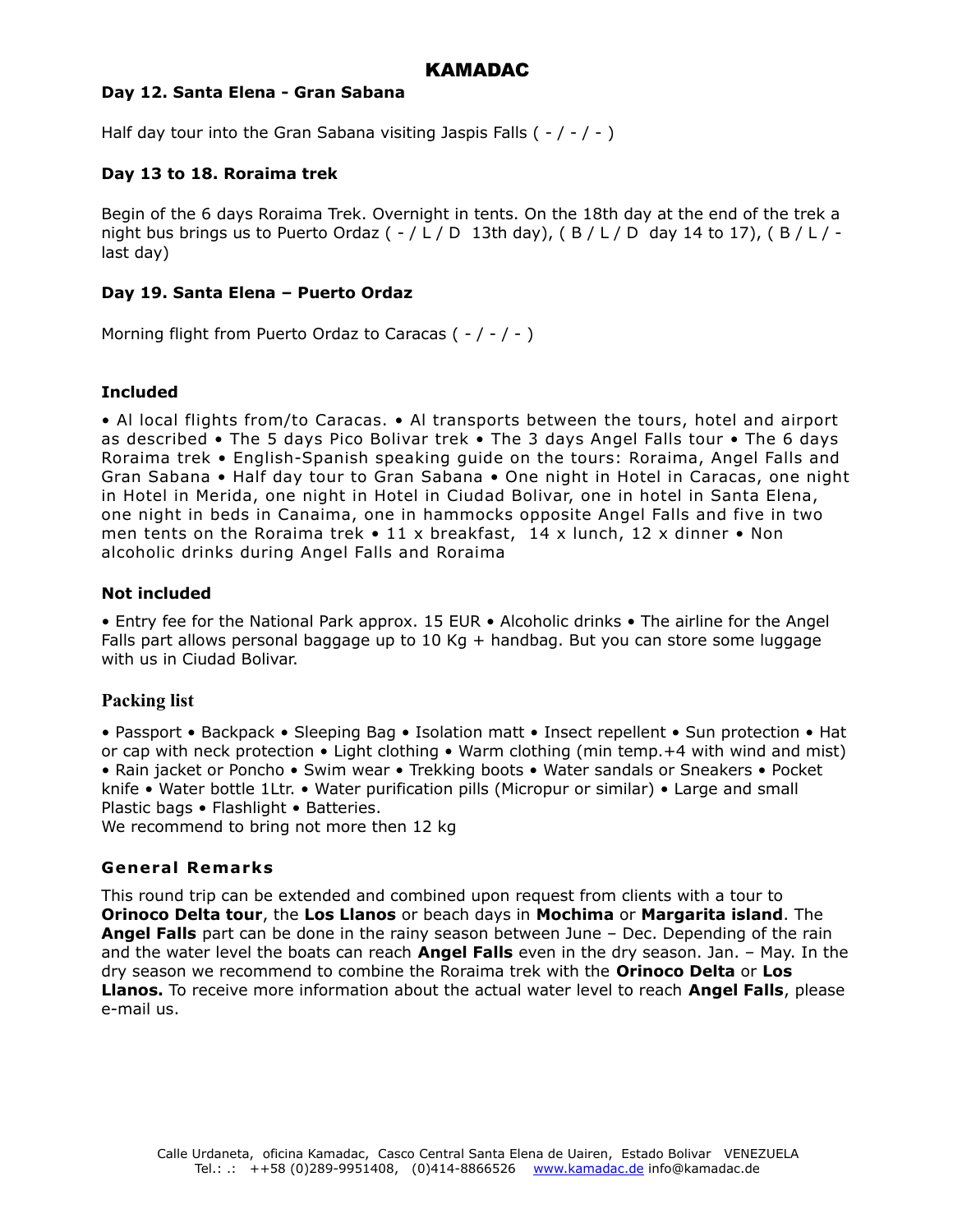## KAMADAC

### Day 12. Santa Elena - Gran Sabana

Half day tour into the Gran Sabana visiting Jaspis Falls ( - / - / - )

### Day 13 to 18. Roraima trek

Begin of the 6 days Roraima Trek. Overnight in tents. On the 18th day at the end of the trek a night bus brings us to Puerto Ordaz ( - / L / D 13th day), ( B / L / D day 14 to 17), ( B / L / - last day)

### Day 19. Santa Elena – Puerto Ordaz

Morning flight from Puerto Ordaz to Caracas ( - / - / - )

### Included

• Al local flights from/to Caracas. • Al transports between the tours, hotel and airport as described • The 5 days Pico Bolivar trek • The 3 days Angel Falls tour • The 6 days Roraima trek • English-Spanish speaking guide on the tours: Roraima, Angel Falls and Gran Sabana • Half day tour to Gran Sabana • One night in Hotel in Caracas, one night in Hotel in Merida, one night in Hotel in Ciudad Bolivar, one in hotel in Santa Elena, one night in beds in Canaima, one in hammocks opposite Angel Falls and five in two men tents on the Roraima trek • 11 x breakfast, 14 x lunch, 12 x dinner • Non alcoholic drinks during Angel Falls and Roraima

### Not included

• Entry fee for the National Park approx. 15 EUR • Alcoholic drinks • The airline for the Angel Falls part allows personal baggage up to 10 Kg + handbag. But you can store some luggage with us in Ciudad Bolivar.

### Packing list

• Passport • Backpack • Sleeping Bag • Isolation matt • Insect repellent • Sun protection • Hat or cap with neck protection • Light clothing • Warm clothing (min temp.+4 with wind and mist) • Rain jacket or Poncho • Swim wear • Trekking boots • Water sandals or Sneakers • Pocket knife • Water bottle 1Ltr. • Water purification pills (Micropur or similar) • Large and small Plastic bags • Flashlight • Batteries.
We recommend to bring not more then 12 kg

### General Remarks

This round trip can be extended and combined upon request from clients with a tour to **Orinoco Delta tour**, the **Los Llanos** or beach days in **Mochima** or **Margarita island**. The **Angel Falls** part can be done in the rainy season between June – Dec. Depending of the rain and the water level the boats can reach **Angel Falls** even in the dry season. Jan. – May. In the dry season we recommend to combine the Roraima trek with the **Orinoco Delta** or **Los Llanos.** To receive more information about the actual water level to reach **Angel Falls**, please e-mail us.

Calle Urdaneta, oficina Kamadac, Casco Central Santa Elena de Uairen, Estado Bolivar VENEZUELA
Tel.: .: ++58 (0)289-9951408, (0)414-8866526 www.kamadac.de info@kamadac.de